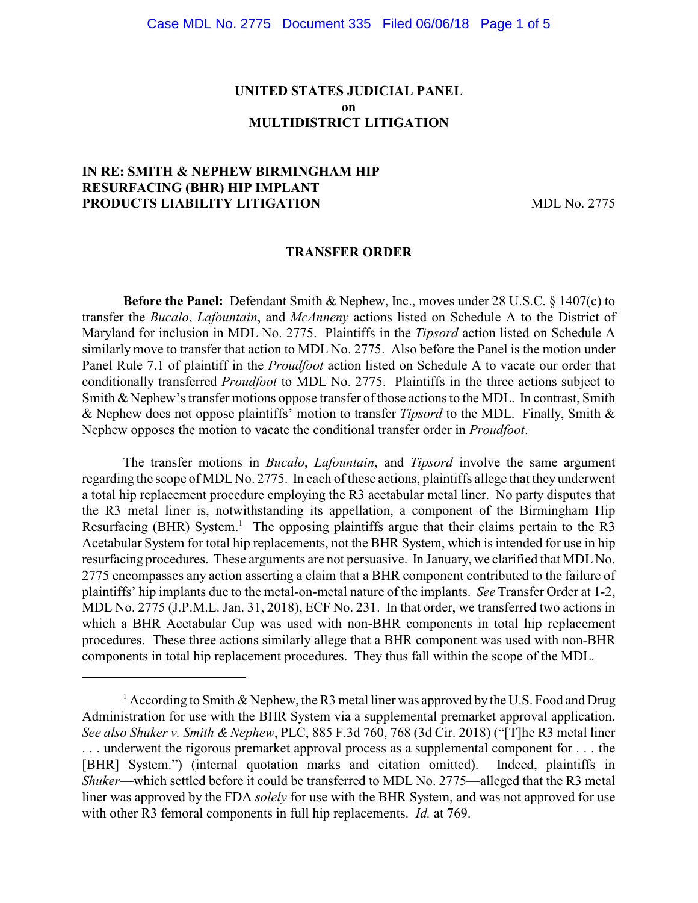# UNITED STATES JUDICIAL PANEL on MULTIDISTRICT LITIGATION

**IN RE: SMITH & NEPHEW BIRMINGHAM HIP RESURFACING (BHR) HIP IMPLANT PRODUCTS LIABILITY LITIGATION** MDL No. 2775

## TRANSFER ORDER

**Before the Panel:** Defendant Smith & Nephew, Inc., moves under 28 U.S.C. § 1407(c) to transfer the *Bucalo*, *Lafountain*, and *McAnneny* actions listed on Schedule A to the District of Maryland for inclusion in MDL No. 2775. Plaintiffs in the *Tipsord* action listed on Schedule A similarly move to transfer that action to MDL No. 2775. Also before the Panel is the motion under Panel Rule 7.1 of plaintiff in the *Proudfoot* action listed on Schedule A to vacate our order that conditionally transferred *Proudfoot* to MDL No. 2775. Plaintiffs in the three actions subject to Smith & Nephew's transfer motions oppose transfer of those actions to the MDL. In contrast, Smith & Nephew does not oppose plaintiffs' motion to transfer *Tipsord* to the MDL. Finally, Smith & Nephew opposes the motion to vacate the conditional transfer order in *Proudfoot*.

The transfer motions in *Bucalo*, *Lafountain*, and *Tipsord* involve the same argument regarding the scope of MDL No. 2775. In each of these actions, plaintiffs allege that they underwent a total hip replacement procedure employing the R3 acetabular metal liner. No party disputes that the R3 metal liner is, notwithstanding its appellation, a component of the Birmingham Hip Resurfacing (BHR) System.[1] The opposing plaintiffs argue that their claims pertain to the R3 Acetabular System for total hip replacements, not the BHR System, which is intended for use in hip resurfacing procedures. These arguments are not persuasive. In January, we clarified that MDL No. 2775 encompasses any action asserting a claim that a BHR component contributed to the failure of plaintiffs' hip implants due to the metal-on-metal nature of the implants. *See* Transfer Order at 1-2, MDL No. 2775 (J.P.M.L. Jan. 31, 2018), ECF No. 231. In that order, we transferred two actions in which a BHR Acetabular Cup was used with non-BHR components in total hip replacement procedures. These three actions similarly allege that a BHR component was used with non-BHR components in total hip replacement procedures. They thus fall within the scope of the MDL.

---

[1] According to Smith & Nephew, the R3 metal liner was approved by the U.S. Food and Drug Administration for use with the BHR System via a supplemental premarket approval application. *See also Shuker v. Smith & Nephew*, PLC, 885 F.3d 760, 768 (3d Cir. 2018) ("[T]he R3 metal liner . . . underwent the rigorous premarket approval process as a supplemental component for . . . the [BHR] System.") (internal quotation marks and citation omitted). Indeed, plaintiffs in *Shuker*—which settled before it could be transferred to MDL No. 2775—alleged that the R3 metal liner was approved by the FDA *solely* for use with the BHR System, and was not approved for use with other R3 femoral components in full hip replacements. *Id.* at 769.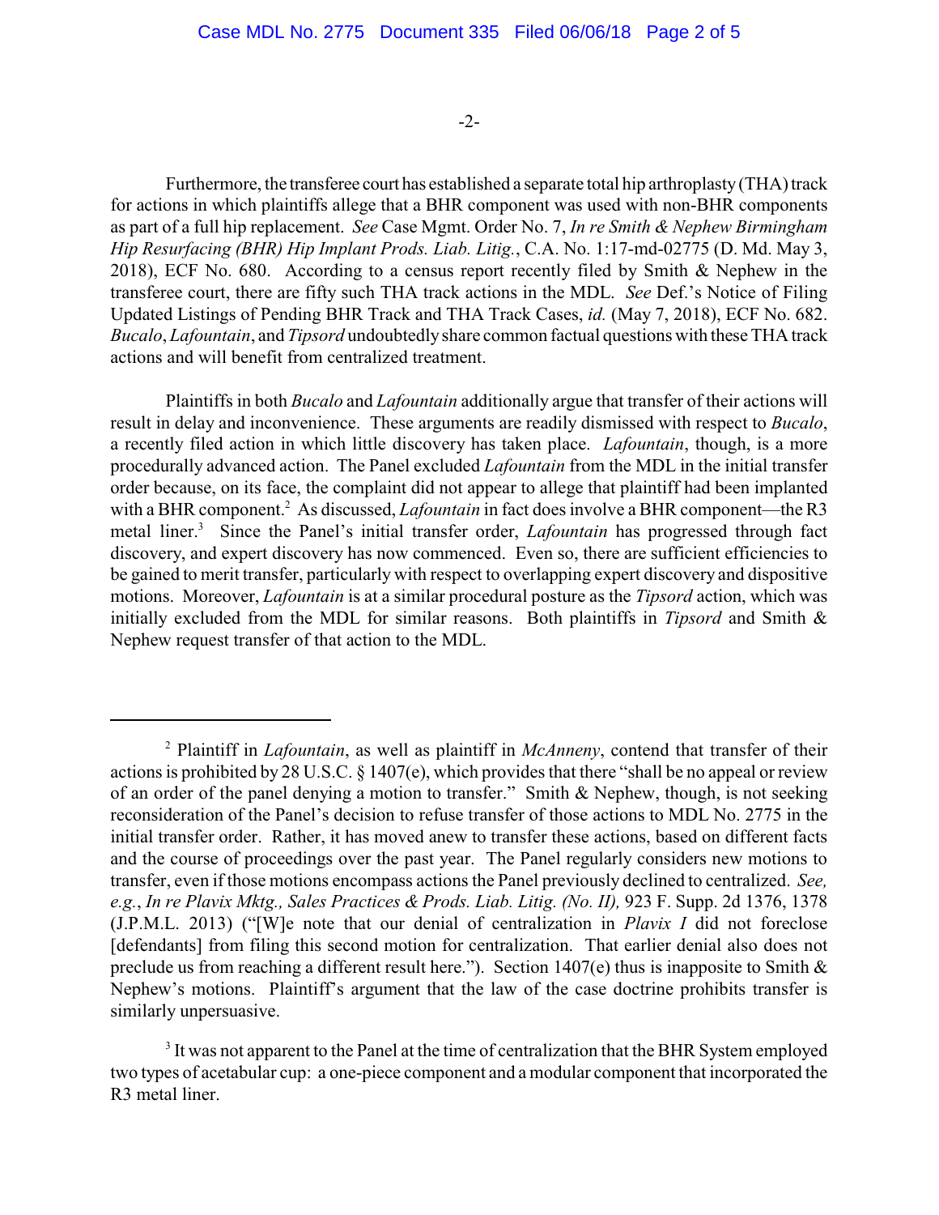Furthermore, the transferee court has established a separate total hip arthroplasty (THA) track for actions in which plaintiffs allege that a BHR component was used with non-BHR components as part of a full hip replacement. *See* Case Mgmt. Order No. 7, *In re Smith & Nephew Birmingham Hip Resurfacing (BHR) Hip Implant Prods. Liab. Litig.*, C.A. No. 1:17-md-02775 (D. Md. May 3, 2018), ECF No. 680. According to a census report recently filed by Smith & Nephew in the transferee court, there are fifty such THA track actions in the MDL. *See* Def.'s Notice of Filing Updated Listings of Pending BHR Track and THA Track Cases, *id.* (May 7, 2018), ECF No. 682. *Bucalo*, *Lafountain*, and *Tipsord* undoubtedly share common factual questions with these THA track actions and will benefit from centralized treatment.

Plaintiffs in both *Bucalo* and *Lafountain* additionally argue that transfer of their actions will result in delay and inconvenience. These arguments are readily dismissed with respect to *Bucalo*, a recently filed action in which little discovery has taken place. *Lafountain*, though, is a more procedurally advanced action. The Panel excluded *Lafountain* from the MDL in the initial transfer order because, on its face, the complaint did not appear to allege that plaintiff had been implanted with a BHR component.[2] As discussed, *Lafountain* in fact does involve a BHR component—the R3 metal liner.[3] Since the Panel's initial transfer order, *Lafountain* has progressed through fact discovery, and expert discovery has now commenced. Even so, there are sufficient efficiencies to be gained to merit transfer, particularly with respect to overlapping expert discovery and dispositive motions. Moreover, *Lafountain* is at a similar procedural posture as the *Tipsord* action, which was initially excluded from the MDL for similar reasons. Both plaintiffs in *Tipsord* and Smith & Nephew request transfer of that action to the MDL.

---

[2] Plaintiff in *Lafountain*, as well as plaintiff in *McAnneny*, contend that transfer of their actions is prohibited by 28 U.S.C. § 1407(e), which provides that there "shall be no appeal or review of an order of the panel denying a motion to transfer." Smith & Nephew, though, is not seeking reconsideration of the Panel's decision to refuse transfer of those actions to MDL No. 2775 in the initial transfer order. Rather, it has moved anew to transfer these actions, based on different facts and the course of proceedings over the past year. The Panel regularly considers new motions to transfer, even if those motions encompass actions the Panel previously declined to centralized. *See, e.g.*, *In re Plavix Mktg., Sales Practices & Prods. Liab. Litig. (No. II),* 923 F. Supp. 2d 1376, 1378 (J.P.M.L. 2013) ("[W]e note that our denial of centralization in *Plavix I* did not foreclose [defendants] from filing this second motion for centralization. That earlier denial also does not preclude us from reaching a different result here."). Section 1407(e) thus is inapposite to Smith & Nephew's motions. Plaintiff's argument that the law of the case doctrine prohibits transfer is similarly unpersuasive.

[3] It was not apparent to the Panel at the time of centralization that the BHR System employed two types of acetabular cup: a one-piece component and a modular component that incorporated the R3 metal liner.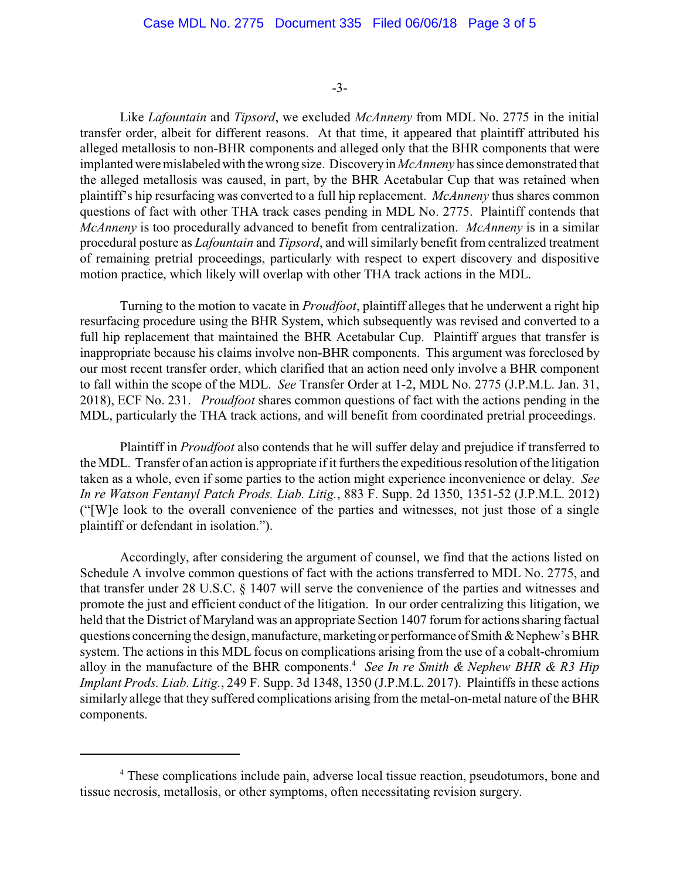Like *Lafountain* and *Tipsord*, we excluded *McAnneny* from MDL No. 2775 in the initial transfer order, albeit for different reasons. At that time, it appeared that plaintiff attributed his alleged metallosis to non-BHR components and alleged only that the BHR components that were implanted were mislabeled with the wrong size. Discovery in *McAnneny* has since demonstrated that the alleged metallosis was caused, in part, by the BHR Acetabular Cup that was retained when plaintiff's hip resurfacing was converted to a full hip replacement. *McAnneny* thus shares common questions of fact with other THA track cases pending in MDL No. 2775. Plaintiff contends that *McAnneny* is too procedurally advanced to benefit from centralization. *McAnneny* is in a similar procedural posture as *Lafountain* and *Tipsord*, and will similarly benefit from centralized treatment of remaining pretrial proceedings, particularly with respect to expert discovery and dispositive motion practice, which likely will overlap with other THA track actions in the MDL.

Turning to the motion to vacate in *Proudfoot*, plaintiff alleges that he underwent a right hip resurfacing procedure using the BHR System, which subsequently was revised and converted to a full hip replacement that maintained the BHR Acetabular Cup. Plaintiff argues that transfer is inappropriate because his claims involve non-BHR components. This argument was foreclosed by our most recent transfer order, which clarified that an action need only involve a BHR component to fall within the scope of the MDL. *See* Transfer Order at 1-2, MDL No. 2775 (J.P.M.L. Jan. 31, 2018), ECF No. 231. *Proudfoot* shares common questions of fact with the actions pending in the MDL, particularly the THA track actions, and will benefit from coordinated pretrial proceedings.

Plaintiff in *Proudfoot* also contends that he will suffer delay and prejudice if transferred to the MDL. Transfer of an action is appropriate if it furthers the expeditious resolution of the litigation taken as a whole, even if some parties to the action might experience inconvenience or delay. *See In re Watson Fentanyl Patch Prods. Liab. Litig.*, 883 F. Supp. 2d 1350, 1351-52 (J.P.M.L. 2012) ("[W]e look to the overall convenience of the parties and witnesses, not just those of a single plaintiff or defendant in isolation.").

Accordingly, after considering the argument of counsel, we find that the actions listed on Schedule A involve common questions of fact with the actions transferred to MDL No. 2775, and that transfer under 28 U.S.C. § 1407 will serve the convenience of the parties and witnesses and promote the just and efficient conduct of the litigation. In our order centralizing this litigation, we held that the District of Maryland was an appropriate Section 1407 forum for actions sharing factual questions concerning the design, manufacture, marketing or performance of Smith & Nephew's BHR system. The actions in this MDL focus on complications arising from the use of a cobalt-chromium alloy in the manufacture of the BHR components.[4] *See In re Smith & Nephew BHR & R3 Hip Implant Prods. Liab. Litig.*, 249 F. Supp. 3d 1348, 1350 (J.P.M.L. 2017). Plaintiffs in these actions similarly allege that they suffered complications arising from the metal-on-metal nature of the BHR components.

---

[4] These complications include pain, adverse local tissue reaction, pseudotumors, bone and tissue necrosis, metallosis, or other symptoms, often necessitating revision surgery.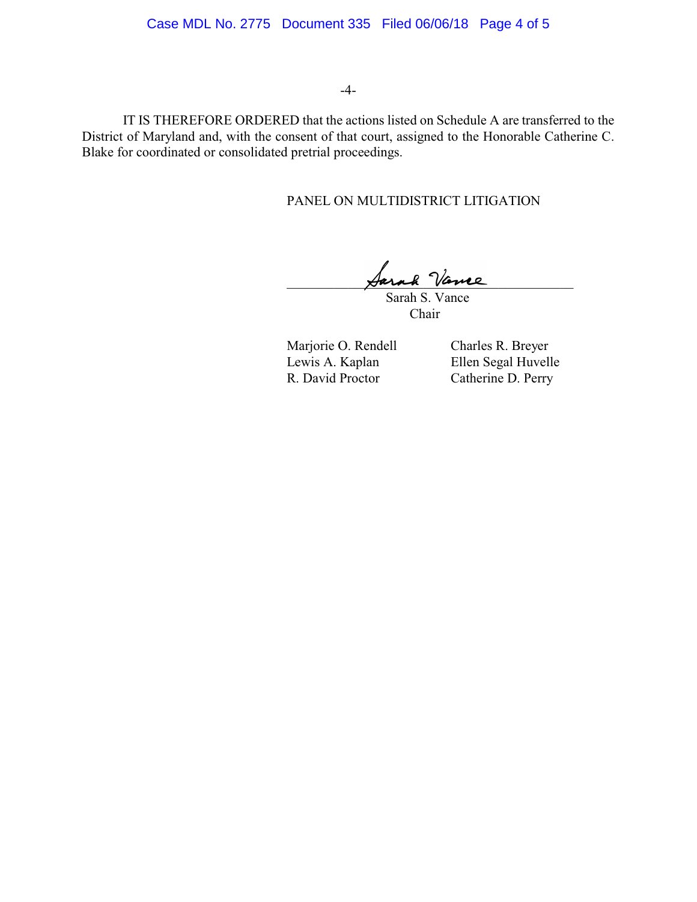IT IS THEREFORE ORDERED that the actions listed on Schedule A are transferred to the District of Maryland and, with the consent of that court, assigned to the Honorable Catherine C. Blake for coordinated or consolidated pretrial proceedings.

PANEL ON MULTIDISTRICT LITIGATION

Sarah S. Vance
Chair

Marjorie O. Rendell
Lewis A. Kaplan
R. David Proctor

Charles R. Breyer
Ellen Segal Huvelle
Catherine D. Perry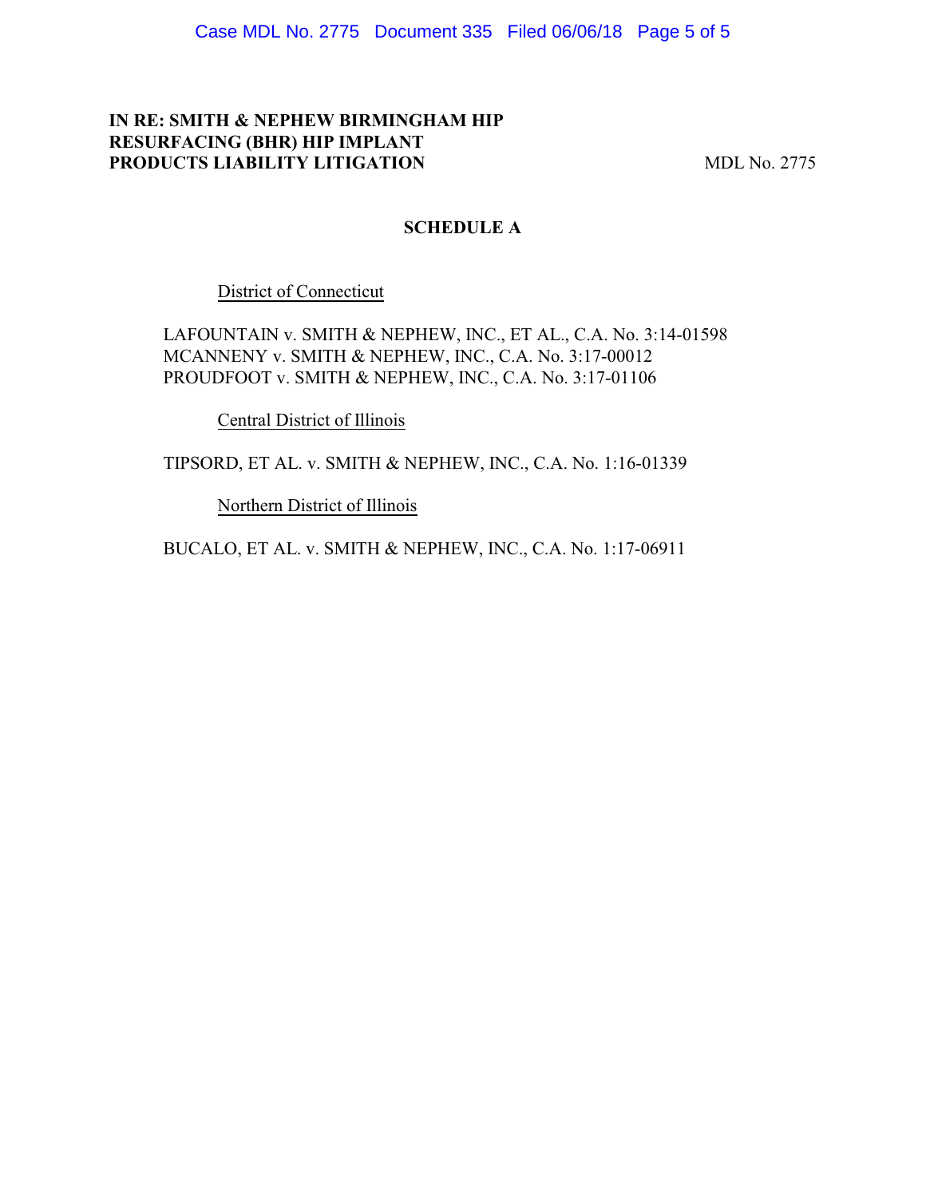**IN RE: SMITH & NEPHEW BIRMINGHAM HIP RESURFACING (BHR) HIP IMPLANT PRODUCTS LIABILITY LITIGATION** MDL No. 2775

**SCHEDULE A**

District of Connecticut

LAFOUNTAIN v. SMITH & NEPHEW, INC., ET AL., C.A. No. 3:14-01598
MCANNENY v. SMITH & NEPHEW, INC., C.A. No. 3:17-00012
PROUDFOOT v. SMITH & NEPHEW, INC., C.A. No. 3:17-01106

Central District of Illinois

TIPSORD, ET AL. v. SMITH & NEPHEW, INC., C.A. No. 1:16-01339

Northern District of Illinois

BUCALO, ET AL. v. SMITH & NEPHEW, INC., C.A. No. 1:17-06911